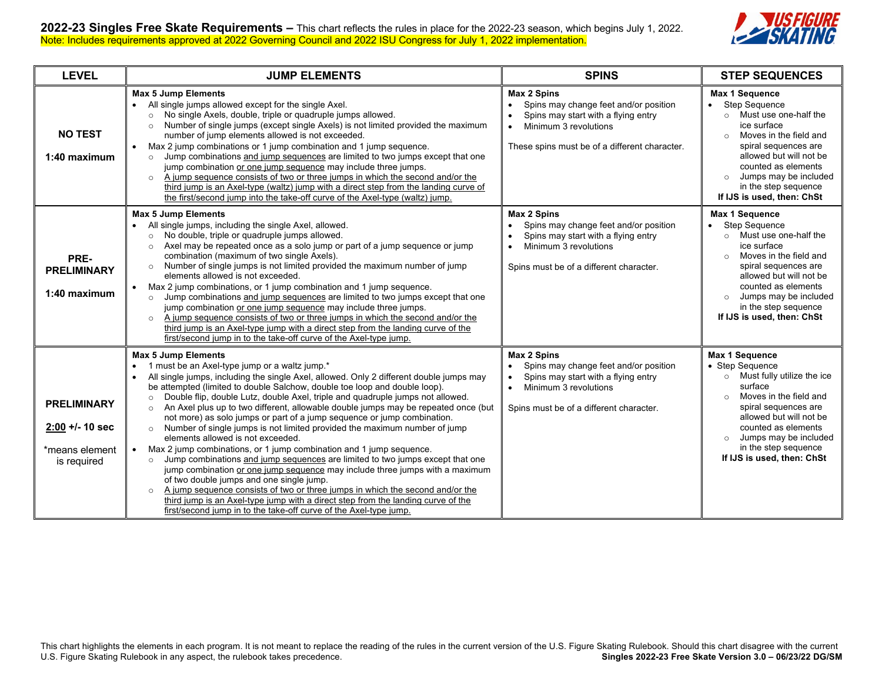**2022-23 Singles Free Skate Requirements –** This chart reflects the rules in place for the 2022-23 season, which begins July 1, 2022.
Note: Includes requirements approved at 2022 Governing Council and 2022 ISU Congress for July 1, 2022 implementation.

| LEVEL | JUMP ELEMENTS | SPINS | STEP SEQUENCES |
|---|---|---|---|
| **NO TEST**<br><br>**1:40 maximum** | **Max 5 Jump Elements**<br>• All single jumps allowed except for the single Axel.<br>  ○ No single Axels, double, triple or quadruple jumps allowed.<br>  ○ Number of single jumps (except single Axels) is not limited provided the maximum number of jump elements allowed is not exceeded.<br>• Max 2 jump combinations or 1 jump combination and 1 jump sequence.<br>  ○ Jump combinations <u>and jump sequences</u> are limited to two jumps except that one jump combination <u>or one jump sequence</u> may include three jumps.<br>  ○ <u>A jump sequence consists of two or three jumps in which the second and/or the third jump is an Axel-type (waltz) jump with a direct step from the landing curve of the first/second jump into the take-off curve of the Axel-type (waltz) jump.</u> | **Max 2 Spins**<br>• Spins may change feet and/or position<br>• Spins may start with a flying entry<br>• Minimum 3 revolutions<br><br>These spins must be of a different character. | **Max 1 Sequence**<br>• Step Sequence<br>  ○ Must use one-half the ice surface<br>  ○ Moves in the field and spiral sequences are allowed but will not be counted as elements<br>  ○ Jumps may be included in the step sequence<br>**If IJS is used, then: ChSt** |
| **PRE-PRELIMINARY**<br><br>**1:40 maximum** | **Max 5 Jump Elements**<br>• All single jumps, including the single Axel, allowed.<br>  ○ No double, triple or quadruple jumps allowed.<br>  ○ Axel may be repeated once as a solo jump or part of a jump sequence or jump combination (maximum of two single Axels).<br>  ○ Number of single jumps is not limited provided the maximum number of jump elements allowed is not exceeded.<br>• Max 2 jump combinations, or 1 jump combination and 1 jump sequence.<br>  ○ Jump combinations <u>and jump sequences</u> are limited to two jumps except that one jump combination <u>or one jump sequence</u> may include three jumps.<br>  ○ <u>A jump sequence consists of two or three jumps in which the second and/or the third jump is an Axel-type jump with a direct step from the landing curve of the first/second jump in to the take-off curve of the Axel-type jump.</u> | **Max 2 Spins**<br>• Spins may change feet and/or position<br>• Spins may start with a flying entry<br>• Minimum 3 revolutions<br><br>Spins must be of a different character. | **Max 1 Sequence**<br>• Step Sequence<br>  ○ Must use one-half the ice surface<br>  ○ Moves in the field and spiral sequences are allowed but will not be counted as elements<br>  ○ Jumps may be included in the step sequence<br>**If IJS is used, then: ChSt** |
| **PRELIMINARY**<br><br>**<u>2:00</u> +/- 10 sec**<br><br>*means element is required | **Max 5 Jump Elements**<br>• 1 must be an Axel-type jump or a waltz jump.*<br>• All single jumps, including the single Axel, allowed. Only 2 different double jumps may be attempted (limited to double Salchow, double toe loop and double loop).<br>  ○ Double flip, double Lutz, double Axel, triple and quadruple jumps not allowed.<br>  ○ An Axel plus up to two different, allowable double jumps may be repeated once (but not more) as solo jumps or part of a jump sequence or jump combination.<br>  ○ Number of single jumps is not limited provided the maximum number of jump elements allowed is not exceeded.<br>• Max 2 jump combinations, or 1 jump combination and 1 jump sequence.<br>  ○ Jump combinations <u>and jump sequences</u> are limited to two jumps except that one jump combination <u>or one jump sequence</u> may include three jumps with a maximum of two double jumps and one single jump.<br>  ○ <u>A jump sequence consists of two or three jumps in which the second and/or the third jump is an Axel-type jump with a direct step from the landing curve of the first/second jump in to the take-off curve of the Axel-type jump.</u> | **Max 2 Spins**<br>• Spins may change feet and/or position<br>• Spins may start with a flying entry<br>• Minimum 3 revolutions<br><br>Spins must be of a different character. | **Max 1 Sequence**<br>• Step Sequence<br>  ○ Must fully utilize the ice surface<br>  ○ Moves in the field and spiral sequences are allowed but will not be counted as elements<br>  ○ Jumps may be included in the step sequence<br>**If IJS is used, then: ChSt** |

This chart highlights the elements in each program. It is not meant to replace the reading of the rules in the current version of the U.S. Figure Skating Rulebook. Should this chart disagree with the current U.S. Figure Skating Rulebook in any aspect, the rulebook takes precedence.

**Singles 2022-23 Free Skate Version 3.0 – 06/23/22 DG/SM**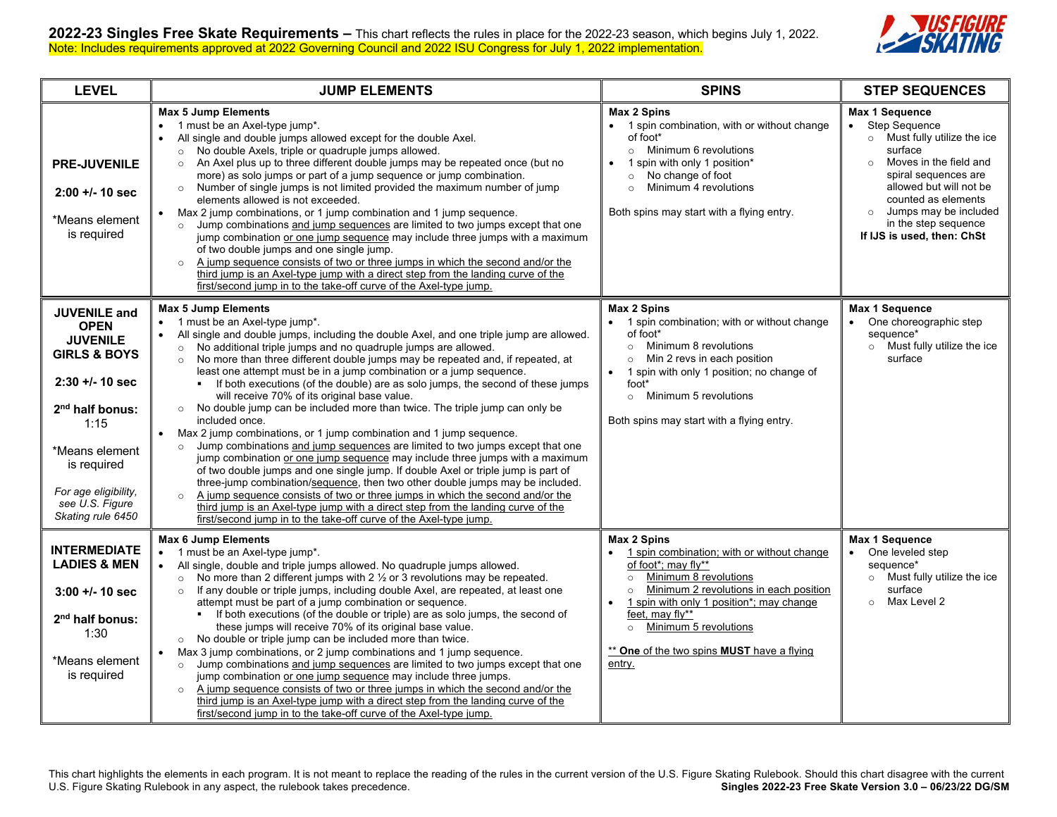**2022-23 Singles Free Skate Requirements –** This chart reflects the rules in place for the 2022-23 season, which begins July 1, 2022.
Note: Includes requirements approved at 2022 Governing Council and 2022 ISU Congress for July 1, 2022 implementation.

| LEVEL | JUMP ELEMENTS | SPINS | STEP SEQUENCES |
|---|---|---|---|
| **PRE-JUVENILE**<br><br>**2:00 +/- 10 sec**<br><br>*Means element is required | **Max 5 Jump Elements**<br>• 1 must be an Axel-type jump*.<br>• All single and double jumps allowed except for the double Axel.<br>  ○ No double Axels, triple or quadruple jumps allowed.<br>  ○ An Axel plus up to three different double jumps may be repeated once (but no more) as solo jumps or part of a jump sequence or jump combination.<br>  ○ Number of single jumps is not limited provided the maximum number of jump elements allowed is not exceeded.<br>• Max 2 jump combinations, or 1 jump combination and 1 jump sequence.<br>  ○ Jump combinations and jump sequences are limited to two jumps except that one jump combination or one jump sequence may include three jumps with a maximum of two double jumps and one single jump.<br>  ○ A jump sequence consists of two or three jumps in which the second and/or the third jump is an Axel-type jump with a direct step from the landing curve of the first/second jump in to the take-off curve of the Axel-type jump. | **Max 2 Spins**<br>• 1 spin combination, with or without change of foot*<br>  ○ Minimum 6 revolutions<br>• 1 spin with only 1 position*<br>  ○ No change of foot<br>  ○ Minimum 4 revolutions<br><br>Both spins may start with a flying entry. | **Max 1 Sequence**<br>• Step Sequence<br>  ○ Must fully utilize the ice surface<br>  ○ Moves in the field and spiral sequences are allowed but will not be counted as elements<br>  ○ Jumps may be included in the step sequence<br>**If IJS is used, then: ChSt** |
| **JUVENILE and OPEN JUVENILE GIRLS & BOYS**<br><br>**2:30 +/- 10 sec**<br><br>**2nd half bonus:** 1:15<br><br>*Means element is required<br><br>*For age eligibility, see U.S. Figure Skating rule 6450* | **Max 5 Jump Elements**<br>• 1 must be an Axel-type jump*.<br>• All single and double jumps, including the double Axel, and one triple jump are allowed.<br>  ○ No additional triple jumps and no quadruple jumps are allowed.<br>  ○ No more than three different double jumps may be repeated and, if repeated, at least one attempt must be in a jump combination or a jump sequence.<br>    ▪ If both executions (of the double) are as solo jumps, the second of these jumps will receive 70% of its original base value.<br>  ○ No double jump can be included more than twice. The triple jump can only be included once.<br>• Max 2 jump combinations, or 1 jump combination and 1 jump sequence.<br>  ○ Jump combinations and jump sequences are limited to two jumps except that one jump combination or one jump sequence may include three jumps with a maximum of two double jumps and one single jump. If double Axel or triple jump is part of three-jump combination/sequence, then two other double jumps may be included.<br>  ○ A jump sequence consists of two or three jumps in which the second and/or the third jump is an Axel-type jump with a direct step from the landing curve of the first/second jump in to the take-off curve of the Axel-type jump. | **Max 2 Spins**<br>• 1 spin combination; with or without change of foot*<br>  ○ Minimum 8 revolutions<br>  ○ Min 2 revs in each position<br>• 1 spin with only 1 position; no change of foot*<br>  ○ Minimum 5 revolutions<br><br>Both spins may start with a flying entry. | **Max 1 Sequence**<br>• One choreographic step sequence*<br>  ○ Must fully utilize the ice surface |
| **INTERMEDIATE LADIES & MEN**<br><br>**3:00 +/- 10 sec**<br><br>**2nd half bonus:** 1:30<br><br>*Means element is required | **Max 6 Jump Elements**<br>• 1 must be an Axel-type jump*.<br>• All single, double and triple jumps allowed. No quadruple jumps allowed.<br>  ○ No more than 2 different jumps with 2 ½ or 3 revolutions may be repeated.<br>  ○ If any double or triple jumps, including double Axel, are repeated, at least one attempt must be part of a jump combination or sequence.<br>    ▪ If both executions (of the double or triple) are as solo jumps, the second of these jumps will receive 70% of its original base value.<br>  ○ No double or triple jump can be included more than twice.<br>• Max 3 jump combinations, or 2 jump combinations and 1 jump sequence.<br>  ○ Jump combinations and jump sequences are limited to two jumps except that one jump combination or one jump sequence may include three jumps.<br>  ○ A jump sequence consists of two or three jumps in which the second and/or the third jump is an Axel-type jump with a direct step from the landing curve of the first/second jump in to the take-off curve of the Axel-type jump. | **Max 2 Spins**<br>• 1 spin combination; with or without change of foot*; may fly**<br>  ○ Minimum 8 revolutions<br>  ○ Minimum 2 revolutions in each position<br>• 1 spin with only 1 position*; may change feet, may fly**<br>  ○ Minimum 5 revolutions<br><br>** **One** of the two spins **MUST** have a flying entry. | **Max 1 Sequence**<br>• One leveled step sequence*<br>  ○ Must fully utilize the ice surface<br>  ○ Max Level 2 |

This chart highlights the elements in each program. It is not meant to replace the reading of the rules in the current version of the U.S. Figure Skating Rulebook. Should this chart disagree with the current U.S. Figure Skating Rulebook in any aspect, the rulebook takes precedence.

**Singles 2022-23 Free Skate Version 3.0 – 06/23/22 DG/SM**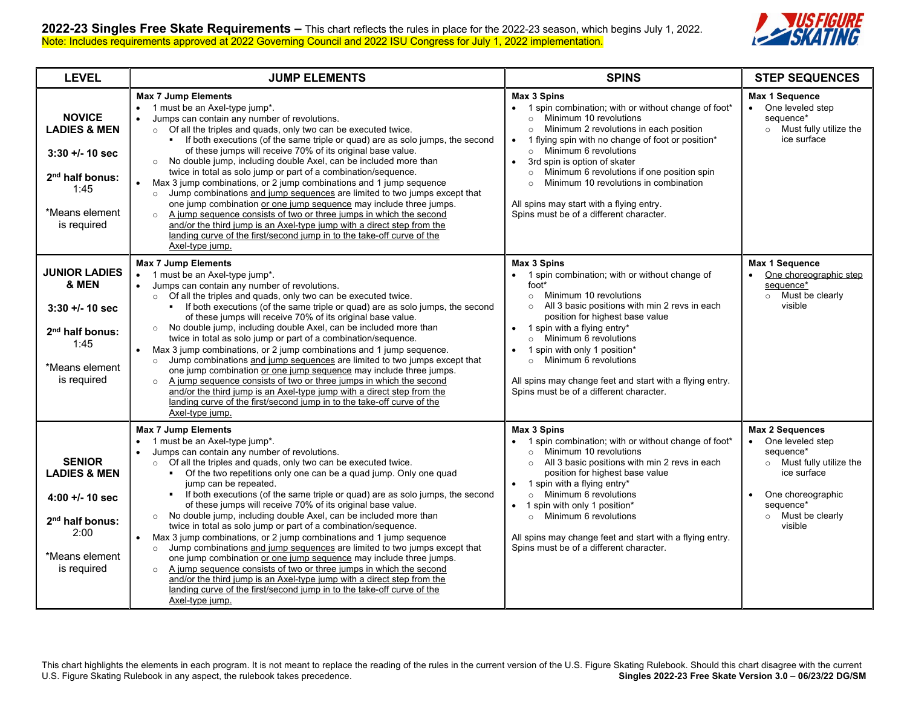**2022-23 Singles Free Skate Requirements –** This chart reflects the rules in place for the 2022-23 season, which begins July 1, 2022.
Note: Includes requirements approved at 2022 Governing Council and 2022 ISU Congress for July 1, 2022 implementation.

| LEVEL | JUMP ELEMENTS | SPINS | STEP SEQUENCES |
|---|---|---|---|
| **NOVICE LADIES & MEN**<br><br>**3:30 +/- 10 sec**<br><br>**2nd half bonus:** 1:45<br><br>*Means element is required | **Max 7 Jump Elements**<br>• 1 must be an Axel-type jump*.<br>• Jumps can contain any number of revolutions.<br>&nbsp;&nbsp;○ Of all the triples and quads, only two can be executed twice.<br>&nbsp;&nbsp;&nbsp;&nbsp;▪ If both executions (of the same triple or quad) are as solo jumps, the second of these jumps will receive 70% of its original base value.<br>&nbsp;&nbsp;○ No double jump, including double Axel, can be included more than twice in total as solo jump or part of a combination/sequence.<br>• Max 3 jump combinations, or 2 jump combinations and 1 jump sequence<br>&nbsp;&nbsp;○ Jump combinations and jump sequences are limited to two jumps except that one jump combination or one jump sequence may include three jumps.<br>&nbsp;&nbsp;○ A jump sequence consists of two or three jumps in which the second and/or the third jump is an Axel-type jump with a direct step from the landing curve of the first/second jump in to the take-off curve of the Axel-type jump. | **Max 3 Spins**<br>• 1 spin combination; with or without change of foot*<br>&nbsp;&nbsp;○ Minimum 10 revolutions<br>&nbsp;&nbsp;○ Minimum 2 revolutions in each position<br>• 1 flying spin with no change of foot or position*<br>&nbsp;&nbsp;○ Minimum 6 revolutions<br>• 3rd spin is option of skater<br>&nbsp;&nbsp;○ Minimum 6 revolutions if one position spin<br>&nbsp;&nbsp;○ Minimum 10 revolutions in combination<br><br>All spins may start with a flying entry.<br>Spins must be of a different character. | **Max 1 Sequence**<br>• One leveled step sequence*<br>&nbsp;&nbsp;○ Must fully utilize the ice surface |
| **JUNIOR LADIES & MEN**<br><br>**3:30 +/- 10 sec**<br><br>**2nd half bonus:** 1:45<br><br>*Means element is required | **Max 7 Jump Elements**<br>• 1 must be an Axel-type jump*.<br>• Jumps can contain any number of revolutions.<br>&nbsp;&nbsp;○ Of all the triples and quads, only two can be executed twice.<br>&nbsp;&nbsp;&nbsp;&nbsp;▪ If both executions (of the same triple or quad) are as solo jumps, the second of these jumps will receive 70% of its original base value.<br>&nbsp;&nbsp;○ No double jump, including double Axel, can be included more than twice in total as solo jump or part of a combination/sequence.<br>• Max 3 jump combinations, or 2 jump combinations and 1 jump sequence.<br>&nbsp;&nbsp;○ Jump combinations and jump sequences are limited to two jumps except that one jump combination or one jump sequence may include three jumps.<br>&nbsp;&nbsp;○ A jump sequence consists of two or three jumps in which the second and/or the third jump is an Axel-type jump with a direct step from the landing curve of the first/second jump in to the take-off curve of the Axel-type jump. | **Max 3 Spins**<br>• 1 spin combination; with or without change of foot*<br>&nbsp;&nbsp;○ Minimum 10 revolutions<br>&nbsp;&nbsp;○ All 3 basic positions with min 2 revs in each position for highest base value<br>• 1 spin with a flying entry*<br>&nbsp;&nbsp;○ Minimum 6 revolutions<br>• 1 spin with only 1 position*<br>&nbsp;&nbsp;○ Minimum 6 revolutions<br><br>All spins may change feet and start with a flying entry.<br>Spins must be of a different character. | **Max 1 Sequence**<br>• One choreographic step sequence*<br>&nbsp;&nbsp;○ Must be clearly visible |
| **SENIOR LADIES & MEN**<br><br>**4:00 +/- 10 sec**<br><br>**2nd half bonus:** 2:00<br><br>*Means element is required | **Max 7 Jump Elements**<br>• 1 must be an Axel-type jump*.<br>• Jumps can contain any number of revolutions.<br>&nbsp;&nbsp;○ Of all the triples and quads, only two can be executed twice.<br>&nbsp;&nbsp;&nbsp;&nbsp;▪ Of the two repetitions only one can be a quad jump. Only one quad jump can be repeated.<br>&nbsp;&nbsp;&nbsp;&nbsp;▪ If both executions (of the same triple or quad) are as solo jumps, the second of these jumps will receive 70% of its original base value.<br>&nbsp;&nbsp;○ No double jump, including double Axel, can be included more than twice in total as solo jump or part of a combination/sequence.<br>• Max 3 jump combinations, or 2 jump combinations and 1 jump sequence<br>&nbsp;&nbsp;○ Jump combinations and jump sequences are limited to two jumps except that one jump combination or one jump sequence may include three jumps.<br>&nbsp;&nbsp;○ A jump sequence consists of two or three jumps in which the second and/or the third jump is an Axel-type jump with a direct step from the landing curve of the first/second jump in to the take-off curve of the Axel-type jump. | **Max 3 Spins**<br>• 1 spin combination; with or without change of foot*<br>&nbsp;&nbsp;○ Minimum 10 revolutions<br>&nbsp;&nbsp;○ All 3 basic positions with min 2 revs in each position for highest base value<br>• 1 spin with a flying entry*<br>&nbsp;&nbsp;○ Minimum 6 revolutions<br>• 1 spin with only 1 position*<br>&nbsp;&nbsp;○ Minimum 6 revolutions<br><br>All spins may change feet and start with a flying entry.<br>Spins must be of a different character. | **Max 2 Sequences**<br>• One leveled step sequence*<br>&nbsp;&nbsp;○ Must fully utilize the ice surface<br><br>• One choreographic sequence*<br>&nbsp;&nbsp;○ Must be clearly visible |

This chart highlights the elements in each program. It is not meant to replace the reading of the rules in the current version of the U.S. Figure Skating Rulebook. Should this chart disagree with the current U.S. Figure Skating Rulebook in any aspect, the rulebook takes precedence.

**Singles 2022-23 Free Skate Version 3.0 – 06/23/22 DG/SM**